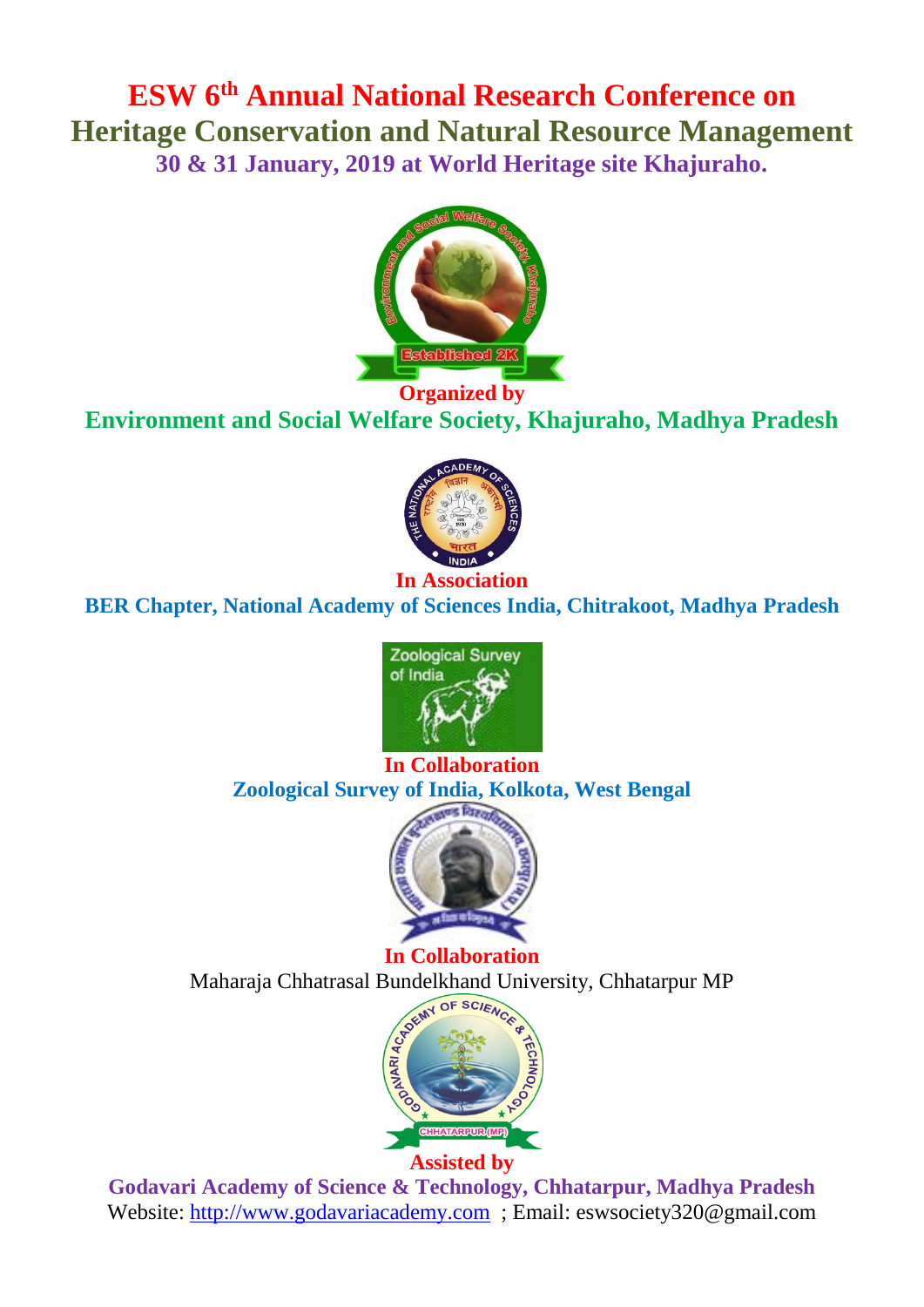# ESW 6th Annual National Research Conference on Heritage Conservation and Natural Resource Management

**30 & 31 January, 2019 at World Heritage site Khajuraho.**

**Organized by**

**Environment and Social Welfare Society, Khajuraho, Madhya Pradesh**

**In Association**

**BER Chapter, National Academy of Sciences India, Chitrakoot, Madhya Pradesh**

**In Collaboration**

**Zoological Survey of India, Kolkota, West Bengal**

**In Collaboration**

Maharaja Chhatrasal Bundelkhand University, Chhatarpur MP

**Assisted by**

**Godavari Academy of Science & Technology, Chhatarpur, Madhya Pradesh**

Website: http://www.godavariacademy.com ; Email: eswsociety320@gmail.com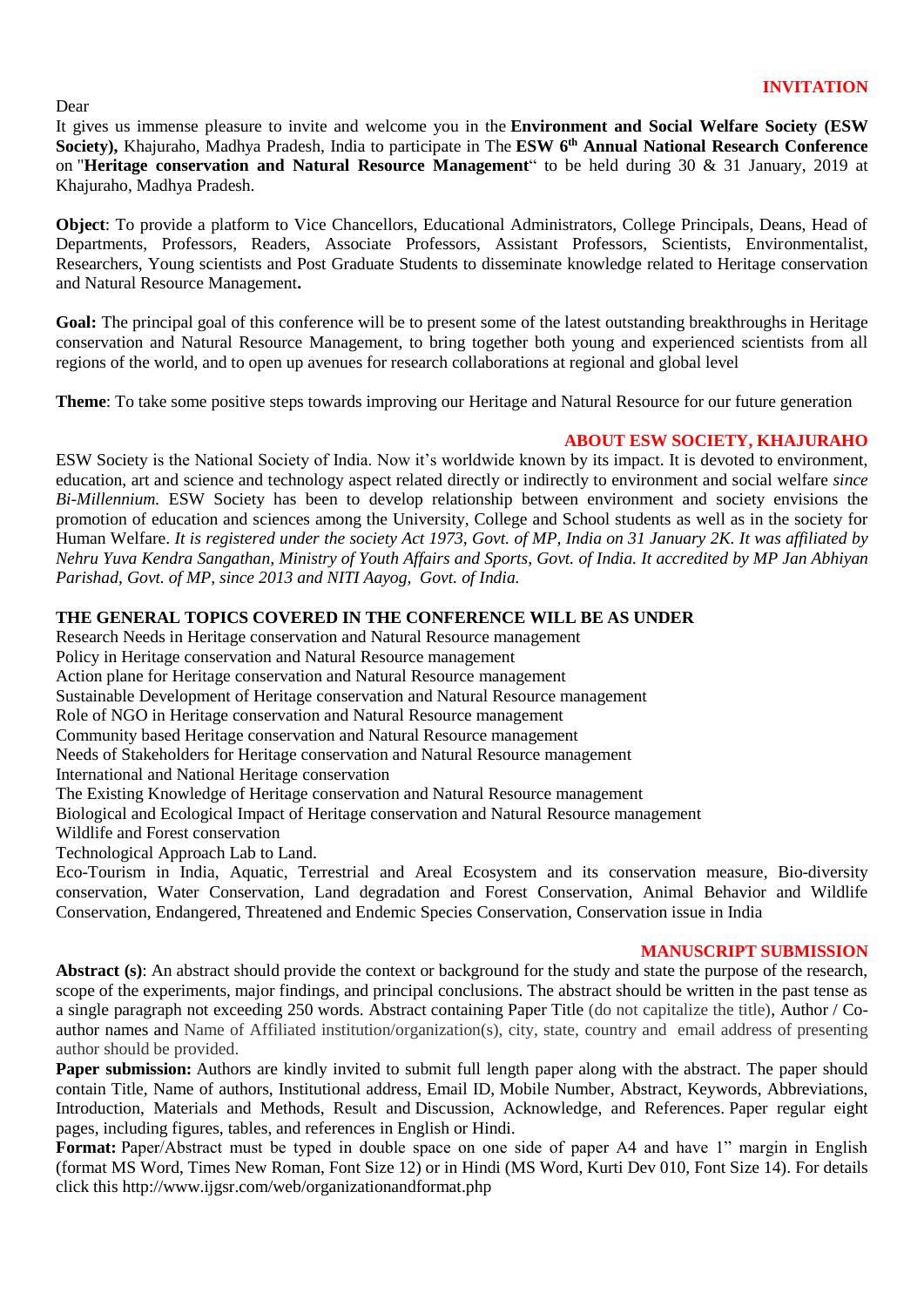## INVITATION

Dear

It gives us immense pleasure to invite and welcome you in the **Environment and Social Welfare Society (ESW Society),** Khajuraho, Madhya Pradesh, India to participate in The **ESW 6th Annual National Research Conference** on "**Heritage conservation and Natural Resource Management**" to be held during 30 & 31 January, 2019 at Khajuraho, Madhya Pradesh.

**Object**: To provide a platform to Vice Chancellors, Educational Administrators, College Principals, Deans, Head of Departments, Professors, Readers, Associate Professors, Assistant Professors, Scientists, Environmentalist, Researchers, Young scientists and Post Graduate Students to disseminate knowledge related to Heritage conservation and Natural Resource Management**.**

**Goal:** The principal goal of this conference will be to present some of the latest outstanding breakthroughs in Heritage conservation and Natural Resource Management, to bring together both young and experienced scientists from all regions of the world, and to open up avenues for research collaborations at regional and global level

**Theme**: To take some positive steps towards improving our Heritage and Natural Resource for our future generation

## ABOUT ESW SOCIETY, KHAJURAHO

ESW Society is the National Society of India. Now it's worldwide known by its impact. It is devoted to environment, education, art and science and technology aspect related directly or indirectly to environment and social welfare *since Bi-Millennium.* ESW Society has been to develop relationship between environment and society envisions the promotion of education and sciences among the University, College and School students as well as in the society for Human Welfare. *It is registered under the society Act 1973, Govt. of MP, India on 31 January 2K. It was affiliated by Nehru Yuva Kendra Sangathan, Ministry of Youth Affairs and Sports, Govt. of India. It accredited by MP Jan Abhiyan Parishad, Govt. of MP, since 2013 and NITI Aayog, Govt. of India.*

### THE GENERAL TOPICS COVERED IN THE CONFERENCE WILL BE AS UNDER

Research Needs in Heritage conservation and Natural Resource management
Policy in Heritage conservation and Natural Resource management
Action plane for Heritage conservation and Natural Resource management
Sustainable Development of Heritage conservation and Natural Resource management
Role of NGO in Heritage conservation and Natural Resource management
Community based Heritage conservation and Natural Resource management
Needs of Stakeholders for Heritage conservation and Natural Resource management
International and National Heritage conservation
The Existing Knowledge of Heritage conservation and Natural Resource management
Biological and Ecological Impact of Heritage conservation and Natural Resource management
Wildlife and Forest conservation
Technological Approach Lab to Land.
Eco-Tourism in India, Aquatic, Terrestrial and Areal Ecosystem and its conservation measure, Bio-diversity conservation, Water Conservation, Land degradation and Forest Conservation, Animal Behavior and Wildlife Conservation, Endangered, Threatened and Endemic Species Conservation, Conservation issue in India

## MANUSCRIPT SUBMISSION

**Abstract (s)**: An abstract should provide the context or background for the study and state the purpose of the research, scope of the experiments, major findings, and principal conclusions. The abstract should be written in the past tense as a single paragraph not exceeding 250 words. Abstract containing Paper Title (do not capitalize the title), Author / Co-author names and Name of Affiliated institution/organization(s), city, state, country and email address of presenting author should be provided.

**Paper submission:** Authors are kindly invited to submit full length paper along with the abstract. The paper should contain Title, Name of authors, Institutional address, Email ID, Mobile Number, Abstract, Keywords, Abbreviations, Introduction, Materials and Methods, Result and Discussion, Acknowledge, and References. Paper regular eight pages, including figures, tables, and references in English or Hindi.

**Format:** Paper/Abstract must be typed in double space on one side of paper A4 and have 1" margin in English (format MS Word, Times New Roman, Font Size 12) or in Hindi (MS Word, Kurti Dev 010, Font Size 14). For details click this http://www.ijgsr.com/web/organizationandformat.php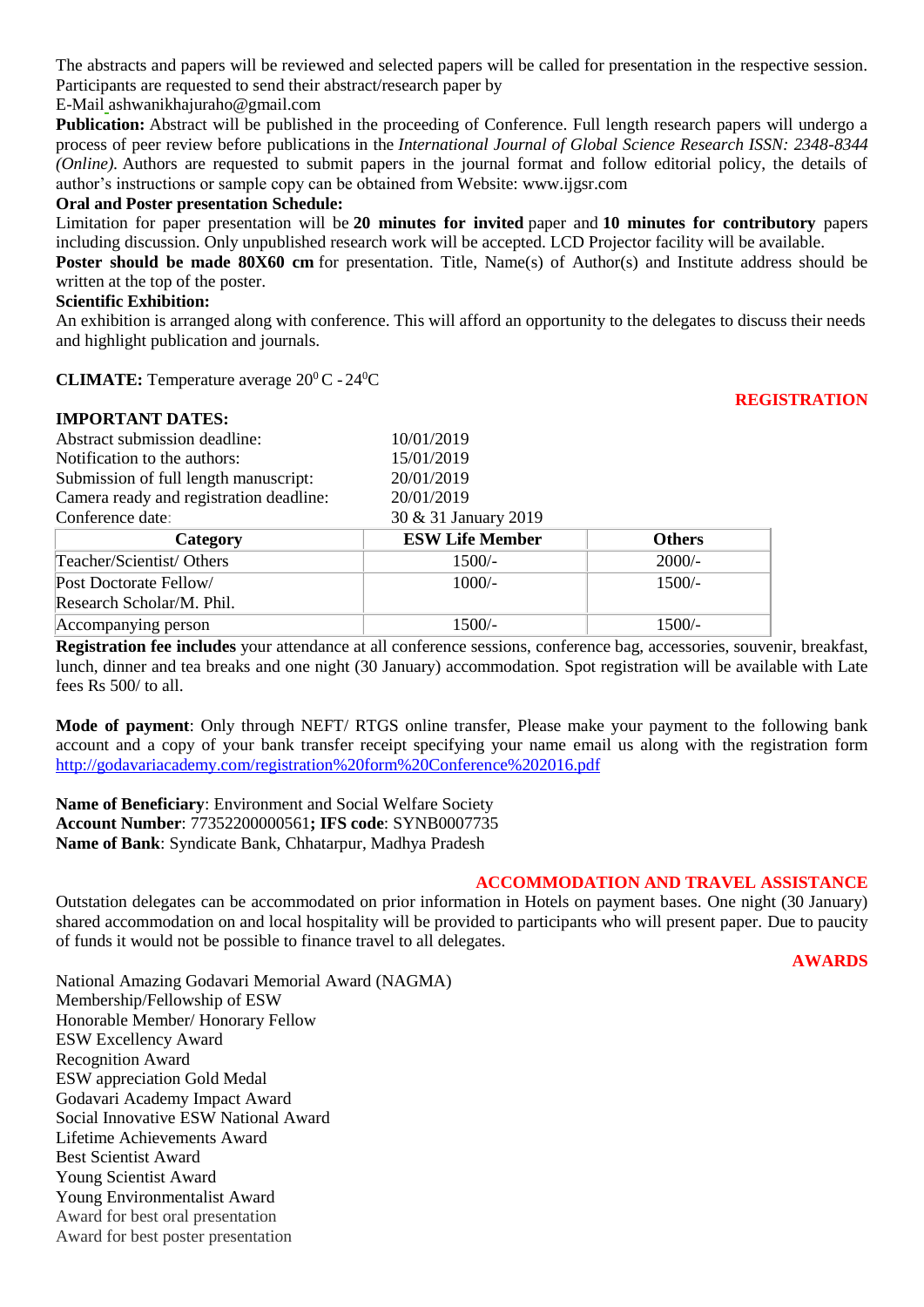The abstracts and papers will be reviewed and selected papers will be called for presentation in the respective session. Participants are requested to send their abstract/research paper by

E-Mail ashwanikhajuraho@gmail.com

**Publication:** Abstract will be published in the proceeding of Conference. Full length research papers will undergo a process of peer review before publications in the *International Journal of Global Science Research ISSN: 2348-8344 (Online).* Authors are requested to submit papers in the journal format and follow editorial policy, the details of author's instructions or sample copy can be obtained from Website: www.ijgsr.com

**Oral and Poster presentation Schedule:**

Limitation for paper presentation will be **20 minutes for invited** paper and **10 minutes for contributory** papers including discussion. Only unpublished research work will be accepted. LCD Projector facility will be available.

**Poster should be made 80X60 cm** for presentation. Title, Name(s) of Author(s) and Institute address should be written at the top of the poster.

**Scientific Exhibition:**

An exhibition is arranged along with conference. This will afford an opportunity to the delegates to discuss their needs and highlight publication and journals.

**CLIMATE:** Temperature average $20^0$ C - $24^0$C

## REGISTRATION

**IMPORTANT DATES:**

| | |
|---|---|
| Abstract submission deadline: | 10/01/2019 |
| Notification to the authors: | 15/01/2019 |
| Submission of full length manuscript: | 20/01/2019 |
| Camera ready and registration deadline: | 20/01/2019 |
| Conference date: | 30 & 31 January 2019 |

| Category | ESW Life Member | Others |
|---|---|---|
| Teacher/Scientist/ Others | 1500/- | 2000/- |
| Post Doctorate Fellow/ Research Scholar/M. Phil. | 1000/- | 1500/- |
| Accompanying person | 1500/- | 1500/- |

**Registration fee includes** your attendance at all conference sessions, conference bag, accessories, souvenir, breakfast, lunch, dinner and tea breaks and one night (30 January) accommodation. Spot registration will be available with Late fees Rs 500/ to all.

**Mode of payment**: Only through NEFT/ RTGS online transfer, Please make your payment to the following bank account and a copy of your bank transfer receipt specifying your name email us along with the registration form http://godavariacademy.com/registration%20form%20Conference%202016.pdf

**Name of Beneficiary**: Environment and Social Welfare Society
**Account Number**: 77352200000561**; IFS code**: SYNB0007735
**Name of Bank**: Syndicate Bank, Chhatarpur, Madhya Pradesh

## ACCOMMODATION AND TRAVEL ASSISTANCE

Outstation delegates can be accommodated on prior information in Hotels on payment bases. One night (30 January) shared accommodation on and local hospitality will be provided to participants who will present paper. Due to paucity of funds it would not be possible to finance travel to all delegates.

## AWARDS

National Amazing Godavari Memorial Award (NAGMA)
Membership/Fellowship of ESW
Honorable Member/ Honorary Fellow
ESW Excellency Award
Recognition Award
ESW appreciation Gold Medal
Godavari Academy Impact Award
Social Innovative ESW National Award
Lifetime Achievements Award
Best Scientist Award
Young Scientist Award
Young Environmentalist Award
Award for best oral presentation
Award for best poster presentation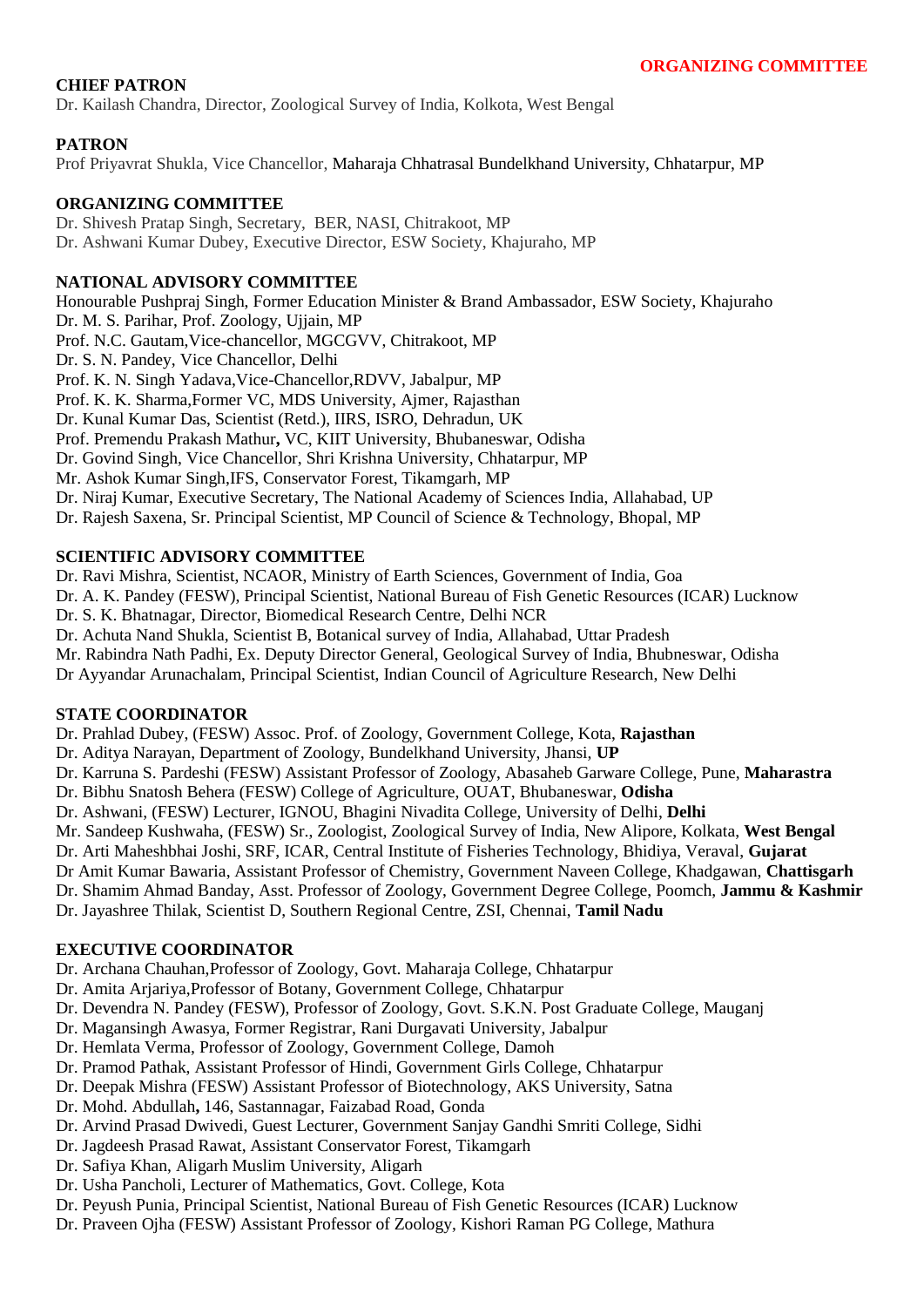**ORGANIZING COMMITTEE**

## CHIEF PATRON

Dr. Kailash Chandra, Director, Zoological Survey of India, Kolkota, West Bengal

## PATRON

Prof Priyavrat Shukla, Vice Chancellor, Maharaja Chhatrasal Bundelkhand University, Chhatarpur, MP

## ORGANIZING COMMITTEE

Dr. Shivesh Pratap Singh, Secretary, BER, NASI, Chitrakoot, MP
Dr. Ashwani Kumar Dubey, Executive Director, ESW Society, Khajuraho, MP

## NATIONAL ADVISORY COMMITTEE

Honourable Pushpraj Singh, Former Education Minister & Brand Ambassador, ESW Society, Khajuraho
Dr. M. S. Parihar, Prof. Zoology, Ujjain, MP
Prof. N.C. Gautam,Vice-chancellor, MGCGVV, Chitrakoot, MP
Dr. S. N. Pandey, Vice Chancellor, Delhi
Prof. K. N. Singh Yadava,Vice-Chancellor,RDVV, Jabalpur, MP
Prof. K. K. Sharma,Former VC, MDS University, Ajmer, Rajasthan
Dr. Kunal Kumar Das, Scientist (Retd.), IIRS, ISRO, Dehradun, UK
Prof. Premendu Prakash Mathur**,** VC, KIIT University, Bhubaneswar, Odisha
Dr. Govind Singh, Vice Chancellor, Shri Krishna University, Chhatarpur, MP
Mr. Ashok Kumar Singh,IFS, Conservator Forest, Tikamgarh, MP
Dr. Niraj Kumar, Executive Secretary, The National Academy of Sciences India, Allahabad, UP
Dr. Rajesh Saxena, Sr. Principal Scientist, MP Council of Science & Technology, Bhopal, MP

## SCIENTIFIC ADVISORY COMMITTEE

Dr. Ravi Mishra, Scientist, NCAOR, Ministry of Earth Sciences, Government of India, Goa
Dr. A. K. Pandey (FESW), Principal Scientist, National Bureau of Fish Genetic Resources (ICAR) Lucknow
Dr. S. K. Bhatnagar, Director, Biomedical Research Centre, Delhi NCR
Dr. Achuta Nand Shukla, Scientist B, Botanical survey of India, Allahabad, Uttar Pradesh
Mr. Rabindra Nath Padhi, Ex. Deputy Director General, Geological Survey of India, Bhubneswar, Odisha
Dr Ayyandar Arunachalam, Principal Scientist, Indian Council of Agriculture Research, New Delhi

## STATE COORDINATOR

Dr. Prahlad Dubey, (FESW) Assoc. Prof. of Zoology, Government College, Kota, **Rajasthan**
Dr. Aditya Narayan, Department of Zoology, Bundelkhand University, Jhansi, **UP**
Dr. Karruna S. Pardeshi (FESW) Assistant Professor of Zoology, Abasaheb Garware College, Pune, **Maharastra**
Dr. Bibhu Snatosh Behera (FESW) College of Agriculture, OUAT, Bhubaneswar, **Odisha**
Dr. Ashwani, (FESW) Lecturer, IGNOU, Bhagini Nivadita College, University of Delhi, **Delhi**
Mr. Sandeep Kushwaha, (FESW) Sr., Zoologist, Zoological Survey of India, New Alipore, Kolkata, **West Bengal**
Dr. Arti Maheshbhai Joshi, SRF, ICAR, Central Institute of Fisheries Technology, Bhidiya, Veraval, **Gujarat**
Dr Amit Kumar Bawaria, Assistant Professor of Chemistry, Government Naveen College, Khadgawan, **Chattisgarh**
Dr. Shamim Ahmad Banday, Asst. Professor of Zoology, Government Degree College, Poomch, **Jammu & Kashmir**
Dr. Jayashree Thilak, Scientist D, Southern Regional Centre, ZSI, Chennai, **Tamil Nadu**

## EXECUTIVE COORDINATOR

Dr. Archana Chauhan,Professor of Zoology, Govt. Maharaja College, Chhatarpur
Dr. Amita Arjariya,Professor of Botany, Government College, Chhatarpur
Dr. Devendra N. Pandey (FESW), Professor of Zoology, Govt. S.K.N. Post Graduate College, Mauganj
Dr. Magansingh Awasya, Former Registrar, Rani Durgavati University, Jabalpur
Dr. Hemlata Verma, Professor of Zoology, Government College, Damoh
Dr. Pramod Pathak, Assistant Professor of Hindi, Government Girls College, Chhatarpur
Dr. Deepak Mishra (FESW) Assistant Professor of Biotechnology, AKS University, Satna
Dr. Mohd. Abdullah**,** 146, Sastannagar, Faizabad Road, Gonda
Dr. Arvind Prasad Dwivedi, Guest Lecturer, Government Sanjay Gandhi Smriti College, Sidhi
Dr. Jagdeesh Prasad Rawat, Assistant Conservator Forest, Tikamgarh
Dr. Safiya Khan, Aligarh Muslim University, Aligarh
Dr. Usha Pancholi, Lecturer of Mathematics, Govt. College, Kota
Dr. Peyush Punia, Principal Scientist, National Bureau of Fish Genetic Resources (ICAR) Lucknow
Dr. Praveen Ojha (FESW) Assistant Professor of Zoology, Kishori Raman PG College, Mathura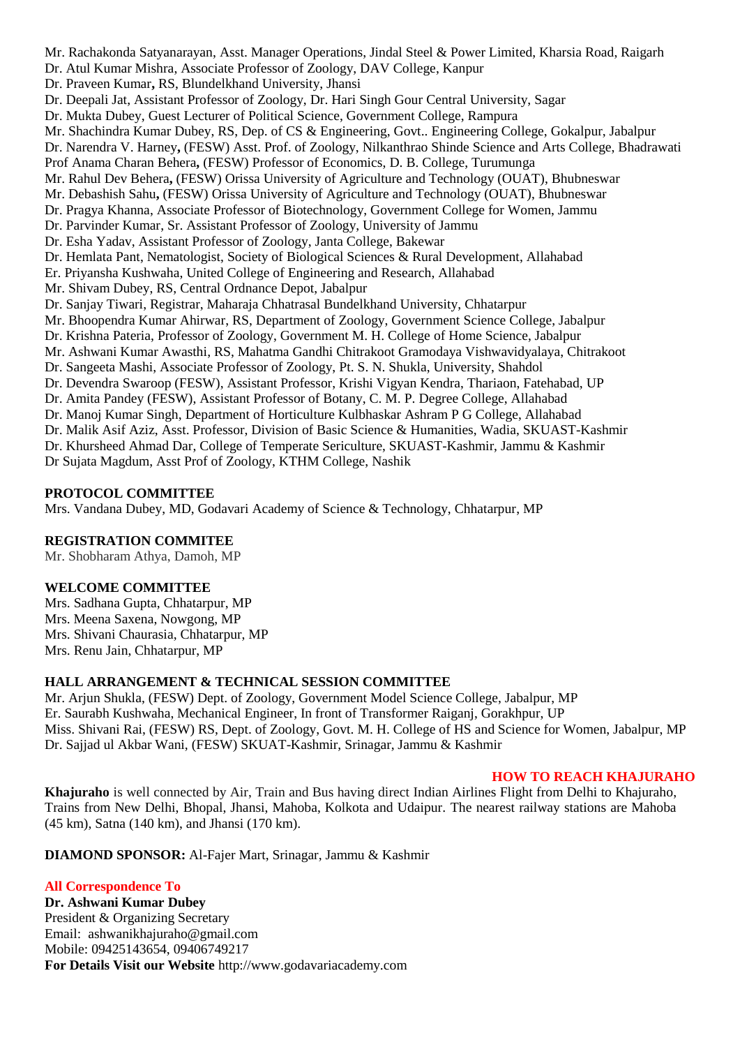Mr. Rachakonda Satyanarayan, Asst. Manager Operations, Jindal Steel & Power Limited, Kharsia Road, Raigarh
Dr. Atul Kumar Mishra, Associate Professor of Zoology, DAV College, Kanpur
Dr. Praveen Kumar**,** RS, Blundelkhand University, Jhansi
Dr. Deepali Jat, Assistant Professor of Zoology, Dr. Hari Singh Gour Central University, Sagar
Dr. Mukta Dubey, Guest Lecturer of Political Science, Government College, Rampura
Mr. Shachindra Kumar Dubey, RS, Dep. of CS & Engineering, Govt.. Engineering College, Gokalpur, Jabalpur
Dr. Narendra V. Harney**,** (FESW) Asst. Prof. of Zoology, Nilkanthrao Shinde Science and Arts College, Bhadrawati
Prof Anama Charan Behera**,** (FESW) Professor of Economics, D. B. College, Turumunga
Mr. Rahul Dev Behera**,** (FESW) Orissa University of Agriculture and Technology (OUAT), Bhubneswar
Mr. Debashish Sahu**,** (FESW) Orissa University of Agriculture and Technology (OUAT), Bhubneswar
Dr. Pragya Khanna, Associate Professor of Biotechnology, Government College for Women, Jammu
Dr. Parvinder Kumar, Sr. Assistant Professor of Zoology, University of Jammu
Dr. Esha Yadav, Assistant Professor of Zoology, Janta College, Bakewar
Dr. Hemlata Pant, Nematologist, Society of Biological Sciences & Rural Development, Allahabad
Er. Priyansha Kushwaha, United College of Engineering and Research, Allahabad
Mr. Shivam Dubey, RS, Central Ordnance Depot, Jabalpur
Dr. Sanjay Tiwari, Registrar, Maharaja Chhatrasal Bundelkhand University, Chhatarpur
Mr. Bhoopendra Kumar Ahirwar, RS, Department of Zoology, Government Science College, Jabalpur
Dr. Krishna Pateria, Professor of Zoology, Government M. H. College of Home Science, Jabalpur
Mr. Ashwani Kumar Awasthi, RS, Mahatma Gandhi Chitrakoot Gramodaya Vishwavidyalaya, Chitrakoot
Dr. Sangeeta Mashi, Associate Professor of Zoology, Pt. S. N. Shukla, University, Shahdol
Dr. Devendra Swaroop (FESW), Assistant Professor, Krishi Vigyan Kendra, Thariaon, Fatehabad, UP
Dr. Amita Pandey (FESW), Assistant Professor of Botany, C. M. P. Degree College, Allahabad
Dr. Manoj Kumar Singh, Department of Horticulture Kulbhaskar Ashram P G College, Allahabad
Dr. Malik Asif Aziz, Asst. Professor, Division of Basic Science & Humanities, Wadia, SKUAST-Kashmir
Dr. Khursheed Ahmad Dar, College of Temperate Sericulture, SKUAST-Kashmir, Jammu & Kashmir
Dr Sujata Magdum, Asst Prof of Zoology, KTHM College, Nashik

**PROTOCOL COMMITTEE**
Mrs. Vandana Dubey, MD, Godavari Academy of Science & Technology, Chhatarpur, MP

**REGISTRATION COMMITEE**
Mr. Shobharam Athya, Damoh, MP

**WELCOME COMMITTEE**
Mrs. Sadhana Gupta, Chhatarpur, MP
Mrs. Meena Saxena, Nowgong, MP
Mrs. Shivani Chaurasia, Chhatarpur, MP
Mrs. Renu Jain, Chhatarpur, MP

**HALL ARRANGEMENT & TECHNICAL SESSION COMMITTEE**
Mr. Arjun Shukla, (FESW) Dept. of Zoology, Government Model Science College, Jabalpur, MP
Er. Saurabh Kushwaha, Mechanical Engineer, In front of Transformer Raiganj, Gorakhpur, UP
Miss. Shivani Rai, (FESW) RS, Dept. of Zoology, Govt. M. H. College of HS and Science for Women, Jabalpur, MP
Dr. Sajjad ul Akbar Wani, (FESW) SKUAT-Kashmir, Srinagar, Jammu & Kashmir

**HOW TO REACH KHAJURAHO**

**Khajuraho** is well connected by Air, Train and Bus having direct Indian Airlines Flight from Delhi to Khajuraho, Trains from New Delhi, Bhopal, Jhansi, Mahoba, Kolkota and Udaipur. The nearest railway stations are Mahoba (45 km), Satna (140 km), and Jhansi (170 km).

**DIAMOND SPONSOR:** Al-Fajer Mart, Srinagar, Jammu & Kashmir

**All Correspondence To**
**Dr. Ashwani Kumar Dubey**
President & Organizing Secretary
Email: ashwanikhajuraho@gmail.com
Mobile: 09425143654, 09406749217
**For Details Visit our Website** http://www.godavariacademy.com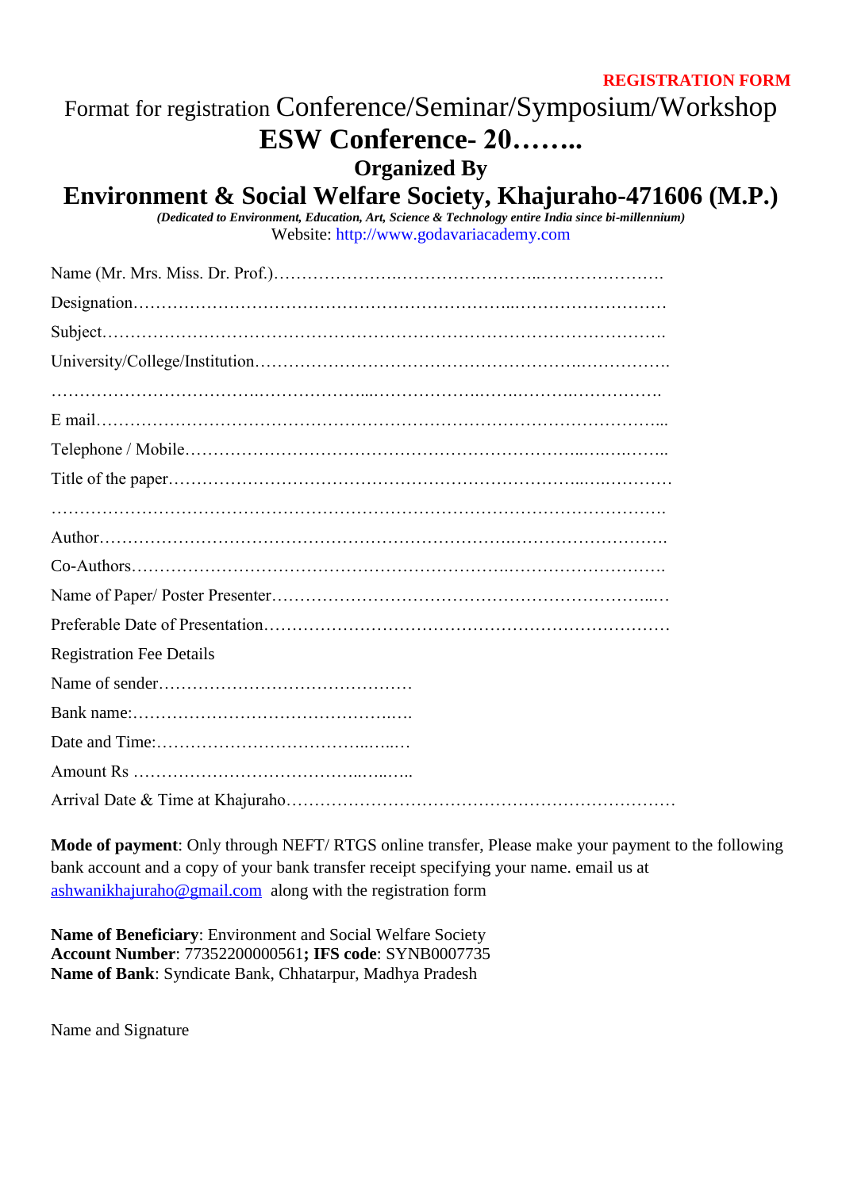**REGISTRATION FORM**

# Format for registration Conference/Seminar/Symposium/Workshop

# ESW Conference- 20……..

## Organized By

## Environment & Social Welfare Society, Khajuraho-471606 (M.P.)

***(Dedicated to Environment, Education, Art, Science & Technology entire India since bi-millennium)***

Website: http://www.godavariacademy.com

Name (Mr. Mrs. Miss. Dr. Prof.)………………….……………………..………………….

Designation……………………….………………………………...………………………

Subject……………………………………………………………………………………..

University/College/Institution……………………………………………….…………….

……………………………….………………...………………..……..……….…………….

E mail……………………………………………………………………………………...

Telephone / Mobile…………………………………………………………..……..……..

Title of the paper…………………………………………………………..…..…………

…………………………………………………………………………………………….

Author……………………………………………………………….…………………….

Co-Authors……………………………………………………….……………………….

Name of Paper/ Poster Presenter…………………………………………………………...…

Preferable Date of Presentation………………………………………………….…………

Registration Fee Details

Name of sender………………………………………

Bank name:…………………………………………..….

Date and Time:………………………………...…...…

Amount Rs …………………………………..…...…..

Arrival Date & Time at Khajuraho…………………………………………………………

**Mode of payment**: Only through NEFT/ RTGS online transfer, Please make your payment to the following bank account and a copy of your bank transfer receipt specifying your name. email us at ashwanikhajuraho@gmail.com along with the registration form

**Name of Beneficiary**: Environment and Social Welfare Society
**Account Number**: 77352200000561**; IFS code**: SYNB0007735
**Name of Bank**: Syndicate Bank, Chhatarpur, Madhya Pradesh

Name and Signature